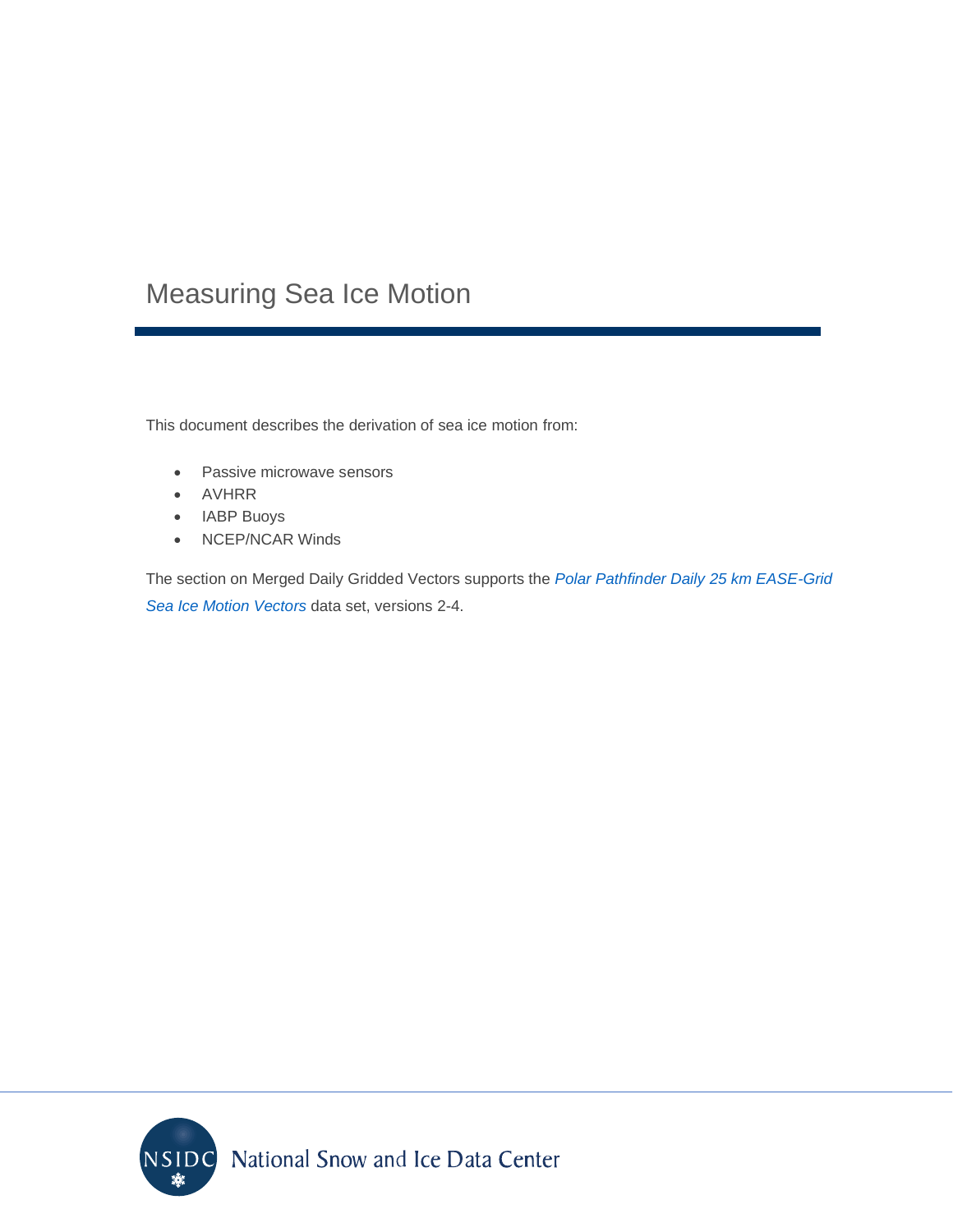# Measuring Sea Ice Motion

This document describes the derivation of sea ice motion from:

- Passive microwave sensors
- AVHRR
- IABP Buoys
- NCEP/NCAR Winds

The section on Merged Daily Gridded Vectors supports the *Polar Pathfinder Daily 25 km EASE-Grid Sea Ice Motion Vectors* data set, versions 2-4.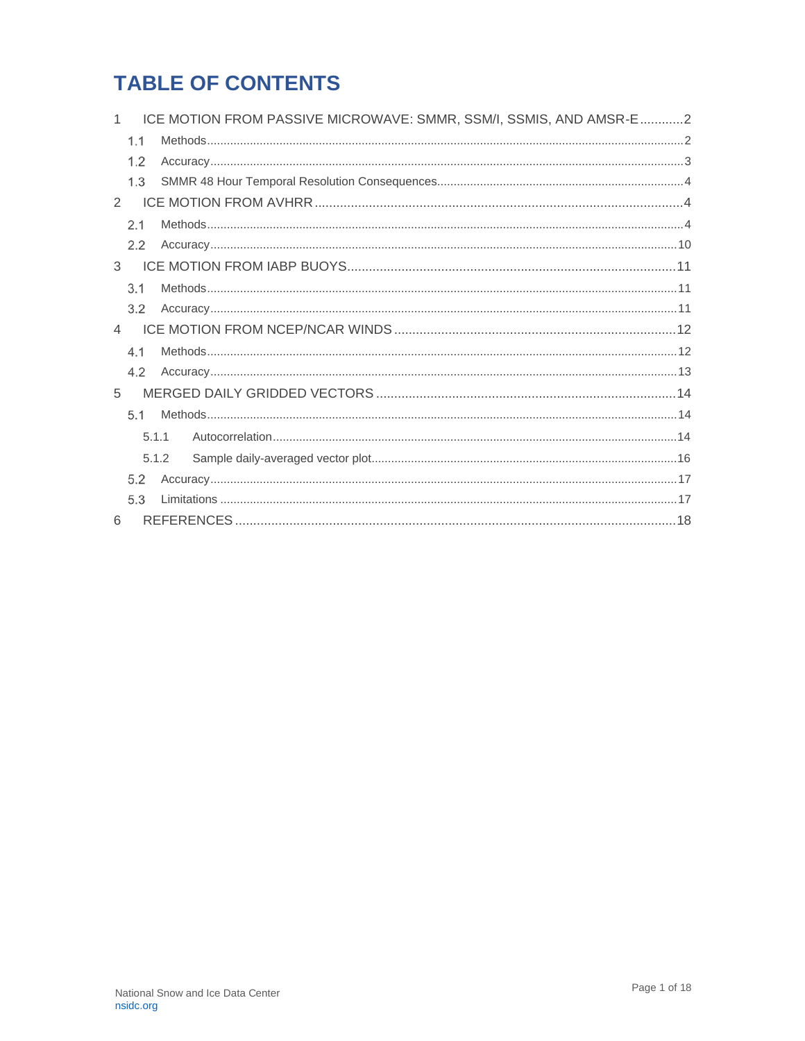# TABLE OF CONTENTS

1 ICE MOTION FROM PASSIVE MICROWAVE: SMMR, SSM/I, SSMIS, AND AMSR-E ............ 2
- 1.1 Methods ............ 2
- 1.2 Accuracy ............ 3
- 1.3 SMMR 48 Hour Temporal Resolution Consequences ............ 4

2 ICE MOTION FROM AVHRR ............ 4
- 2.1 Methods ............ 4
- 2.2 Accuracy ............ 10

3 ICE MOTION FROM IABP BUOYS ............ 11
- 3.1 Methods ............ 11
- 3.2 Accuracy ............ 11

4 ICE MOTION FROM NCEP/NCAR WINDS ............ 12
- 4.1 Methods ............ 12
- 4.2 Accuracy ............ 13

5 MERGED DAILY GRIDDED VECTORS ............ 14
- 5.1 Methods ............ 14
  - 5.1.1 Autocorrelation ............ 14
  - 5.1.2 Sample daily-averaged vector plot ............ 16
- 5.2 Accuracy ............ 17
- 5.3 Limitations ............ 17

6 REFERENCES ............ 18

National Snow and Ice Data Center
nsidc.org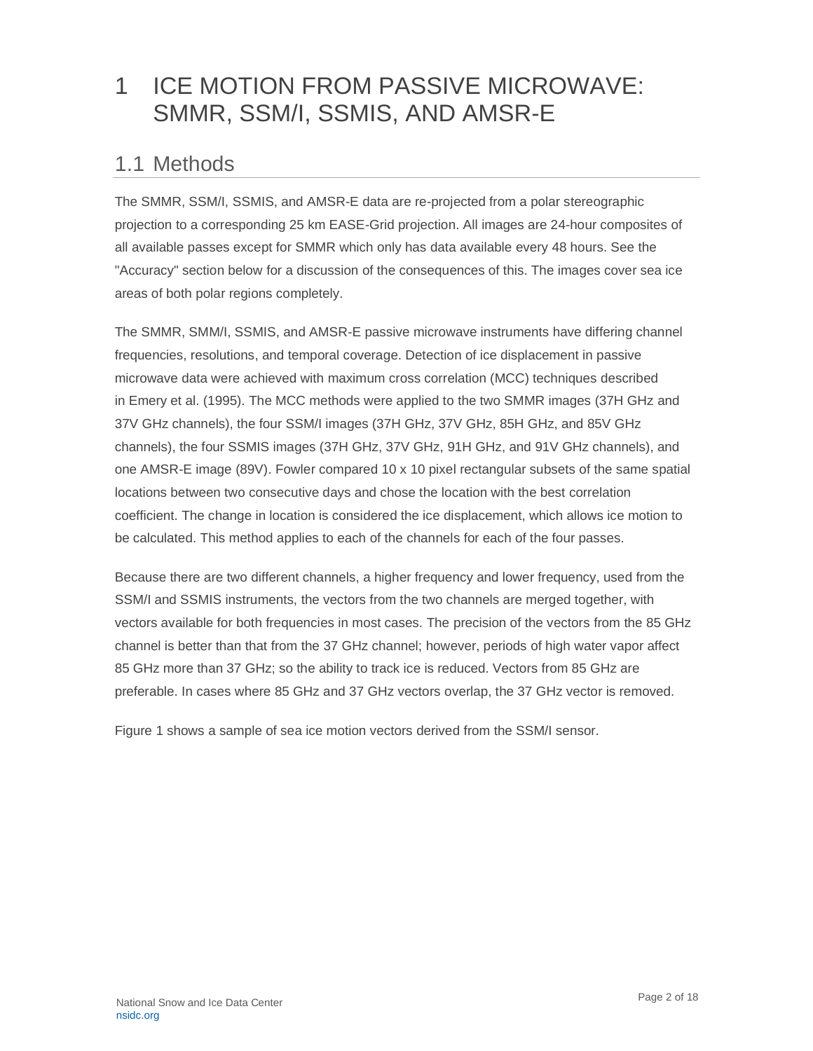# 1 ICE MOTION FROM PASSIVE MICROWAVE: SMMR, SSM/I, SSMIS, AND AMSR-E

## 1.1 Methods

The SMMR, SSM/I, SSMIS, and AMSR-E data are re-projected from a polar stereographic projection to a corresponding 25 km EASE-Grid projection. All images are 24-hour composites of all available passes except for SMMR which only has data available every 48 hours. See the "Accuracy" section below for a discussion of the consequences of this. The images cover sea ice areas of both polar regions completely.

The SMMR, SMM/I, SSMIS, and AMSR-E passive microwave instruments have differing channel frequencies, resolutions, and temporal coverage. Detection of ice displacement in passive microwave data were achieved with maximum cross correlation (MCC) techniques described in Emery et al. (1995). The MCC methods were applied to the two SMMR images (37H GHz and 37V GHz channels), the four SSM/I images (37H GHz, 37V GHz, 85H GHz, and 85V GHz channels), the four SSMIS images (37H GHz, 37V GHz, 91H GHz, and 91V GHz channels), and one AMSR-E image (89V). Fowler compared 10 x 10 pixel rectangular subsets of the same spatial locations between two consecutive days and chose the location with the best correlation coefficient. The change in location is considered the ice displacement, which allows ice motion to be calculated. This method applies to each of the channels for each of the four passes.

Because there are two different channels, a higher frequency and lower frequency, used from the SSM/I and SSMIS instruments, the vectors from the two channels are merged together, with vectors available for both frequencies in most cases. The precision of the vectors from the 85 GHz channel is better than that from the 37 GHz channel; however, periods of high water vapor affect 85 GHz more than 37 GHz; so the ability to track ice is reduced. Vectors from 85 GHz are preferable. In cases where 85 GHz and 37 GHz vectors overlap, the 37 GHz vector is removed.

Figure 1 shows a sample of sea ice motion vectors derived from the SSM/I sensor.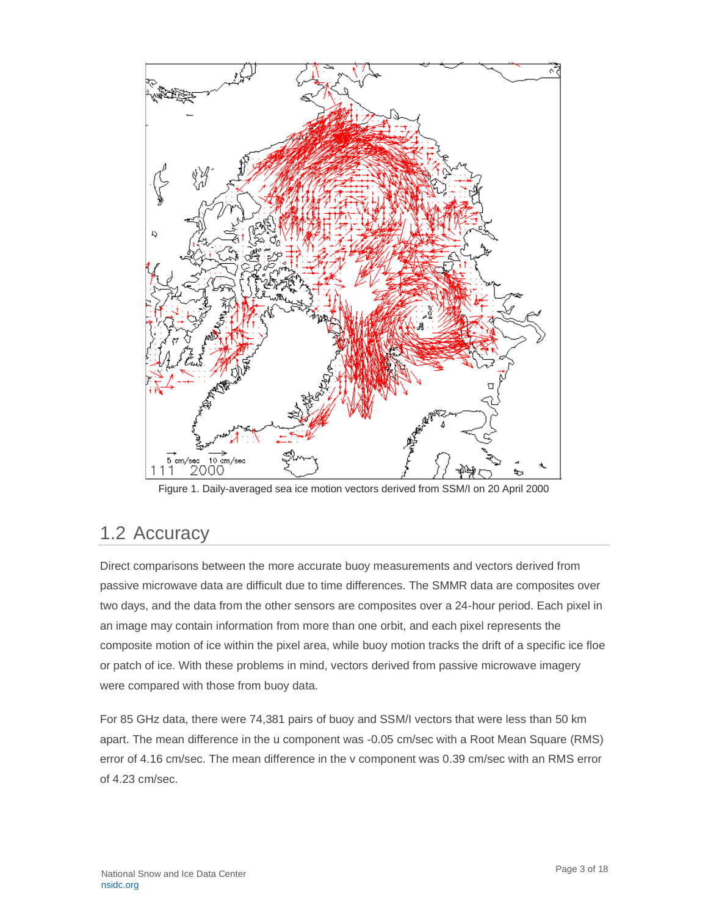Figure 1. Daily-averaged sea ice motion vectors derived from SSM/I on 20 April 2000

## 1.2 Accuracy

Direct comparisons between the more accurate buoy measurements and vectors derived from passive microwave data are difficult due to time differences. The SMMR data are composites over two days, and the data from the other sensors are composites over a 24-hour period. Each pixel in an image may contain information from more than one orbit, and each pixel represents the composite motion of ice within the pixel area, while buoy motion tracks the drift of a specific ice floe or patch of ice. With these problems in mind, vectors derived from passive microwave imagery were compared with those from buoy data.

For 85 GHz data, there were 74,381 pairs of buoy and SSM/I vectors that were less than 50 km apart. The mean difference in the u component was -0.05 cm/sec with a Root Mean Square (RMS) error of 4.16 cm/sec. The mean difference in the v component was 0.39 cm/sec with an RMS error of 4.23 cm/sec.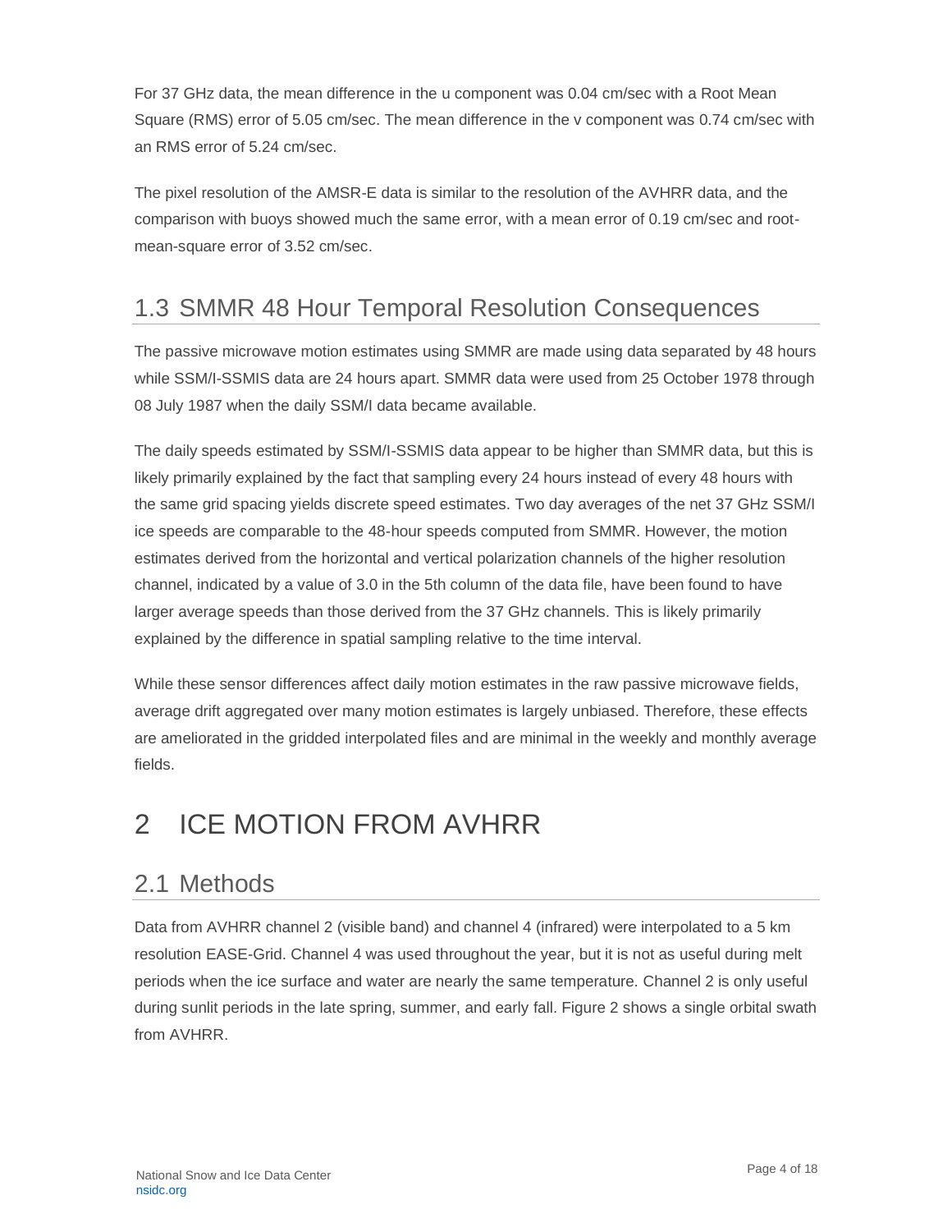For 37 GHz data, the mean difference in the u component was 0.04 cm/sec with a Root Mean Square (RMS) error of 5.05 cm/sec. The mean difference in the v component was 0.74 cm/sec with an RMS error of 5.24 cm/sec.

The pixel resolution of the AMSR-E data is similar to the resolution of the AVHRR data, and the comparison with buoys showed much the same error, with a mean error of 0.19 cm/sec and root-mean-square error of 3.52 cm/sec.

## 1.3 SMMR 48 Hour Temporal Resolution Consequences

The passive microwave motion estimates using SMMR are made using data separated by 48 hours while SSM/I-SSMIS data are 24 hours apart. SMMR data were used from 25 October 1978 through 08 July 1987 when the daily SSM/I data became available.

The daily speeds estimated by SSM/I-SSMIS data appear to be higher than SMMR data, but this is likely primarily explained by the fact that sampling every 24 hours instead of every 48 hours with the same grid spacing yields discrete speed estimates. Two day averages of the net 37 GHz SSM/I ice speeds are comparable to the 48-hour speeds computed from SMMR. However, the motion estimates derived from the horizontal and vertical polarization channels of the higher resolution channel, indicated by a value of 3.0 in the 5th column of the data file, have been found to have larger average speeds than those derived from the 37 GHz channels. This is likely primarily explained by the difference in spatial sampling relative to the time interval.

While these sensor differences affect daily motion estimates in the raw passive microwave fields, average drift aggregated over many motion estimates is largely unbiased. Therefore, these effects are ameliorated in the gridded interpolated files and are minimal in the weekly and monthly average fields.

# 2 ICE MOTION FROM AVHRR

## 2.1 Methods

Data from AVHRR channel 2 (visible band) and channel 4 (infrared) were interpolated to a 5 km resolution EASE-Grid. Channel 4 was used throughout the year, but it is not as useful during melt periods when the ice surface and water are nearly the same temperature. Channel 2 is only useful during sunlit periods in the late spring, summer, and early fall. Figure 2 shows a single orbital swath from AVHRR.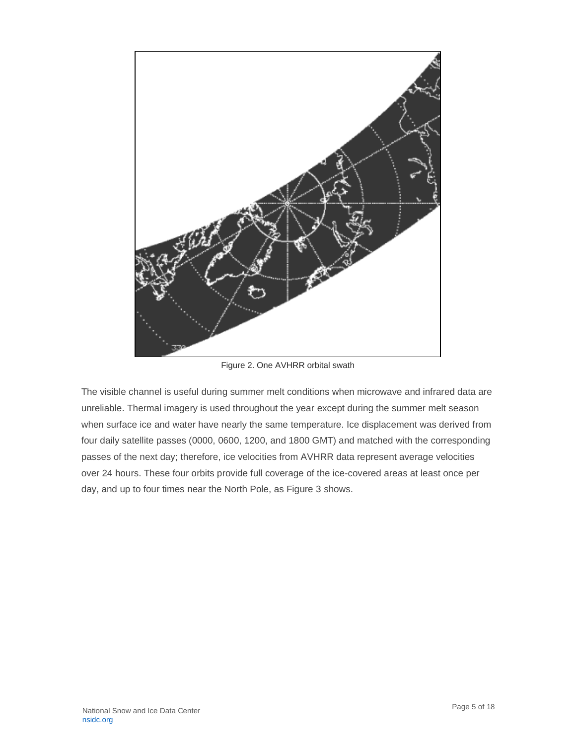Figure 2. One AVHRR orbital swath

The visible channel is useful during summer melt conditions when microwave and infrared data are unreliable. Thermal imagery is used throughout the year except during the summer melt season when surface ice and water have nearly the same temperature. Ice displacement was derived from four daily satellite passes (0000, 0600, 1200, and 1800 GMT) and matched with the corresponding passes of the next day; therefore, ice velocities from AVHRR data represent average velocities over 24 hours. These four orbits provide full coverage of the ice-covered areas at least once per day, and up to four times near the North Pole, as Figure 3 shows.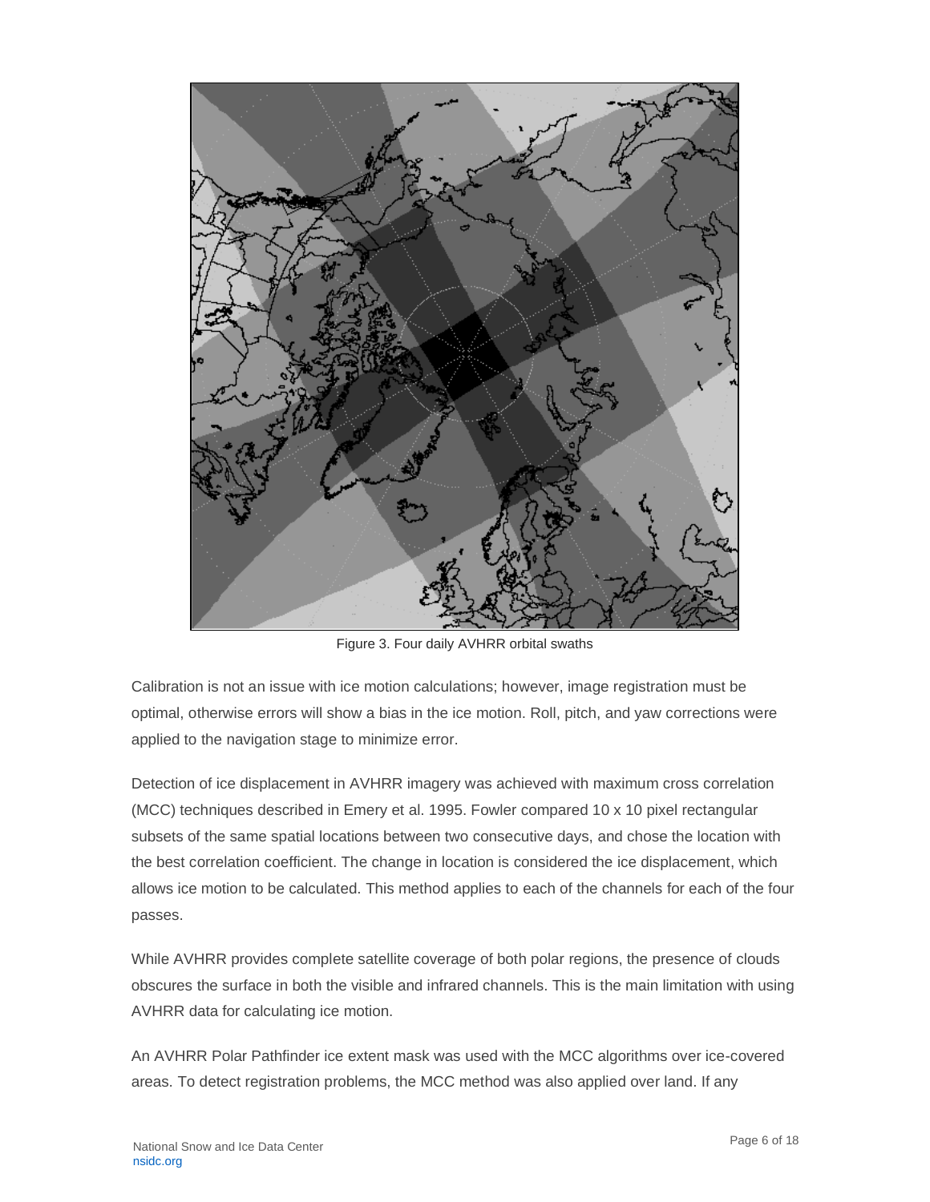Figure 3. Four daily AVHRR orbital swaths

Calibration is not an issue with ice motion calculations; however, image registration must be optimal, otherwise errors will show a bias in the ice motion. Roll, pitch, and yaw corrections were applied to the navigation stage to minimize error.

Detection of ice displacement in AVHRR imagery was achieved with maximum cross correlation (MCC) techniques described in Emery et al. 1995. Fowler compared 10 x 10 pixel rectangular subsets of the same spatial locations between two consecutive days, and chose the location with the best correlation coefficient. The change in location is considered the ice displacement, which allows ice motion to be calculated. This method applies to each of the channels for each of the four passes.

While AVHRR provides complete satellite coverage of both polar regions, the presence of clouds obscures the surface in both the visible and infrared channels. This is the main limitation with using AVHRR data for calculating ice motion.

An AVHRR Polar Pathfinder ice extent mask was used with the MCC algorithms over ice-covered areas. To detect registration problems, the MCC method was also applied over land. If any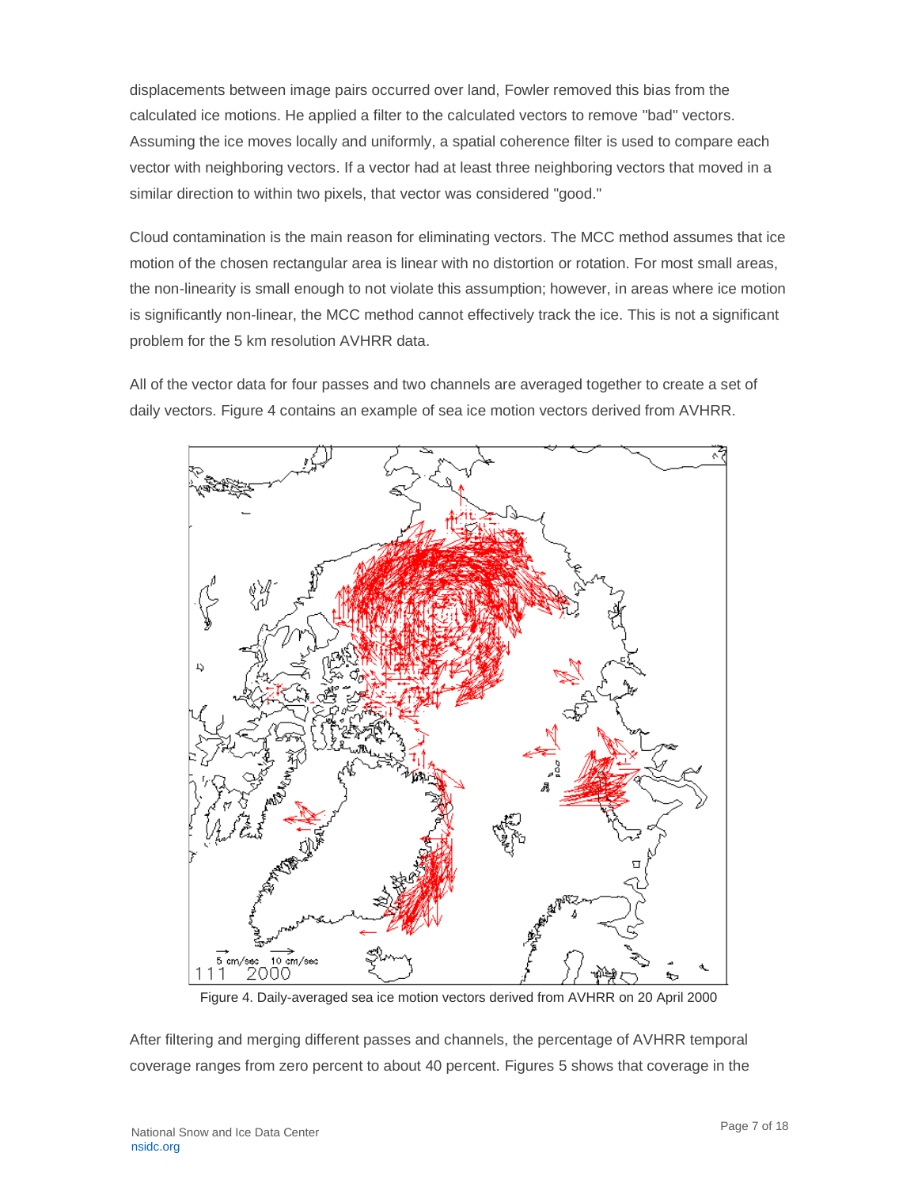displacements between image pairs occurred over land, Fowler removed this bias from the calculated ice motions. He applied a filter to the calculated vectors to remove "bad" vectors. Assuming the ice moves locally and uniformly, a spatial coherence filter is used to compare each vector with neighboring vectors. If a vector had at least three neighboring vectors that moved in a similar direction to within two pixels, that vector was considered "good."

Cloud contamination is the main reason for eliminating vectors. The MCC method assumes that ice motion of the chosen rectangular area is linear with no distortion or rotation. For most small areas, the non-linearity is small enough to not violate this assumption; however, in areas where ice motion is significantly non-linear, the MCC method cannot effectively track the ice. This is not a significant problem for the 5 km resolution AVHRR data.

All of the vector data for four passes and two channels are averaged together to create a set of daily vectors. Figure 4 contains an example of sea ice motion vectors derived from AVHRR.

Figure 4. Daily-averaged sea ice motion vectors derived from AVHRR on 20 April 2000

After filtering and merging different passes and channels, the percentage of AVHRR temporal coverage ranges from zero percent to about 40 percent. Figures 5 shows that coverage in the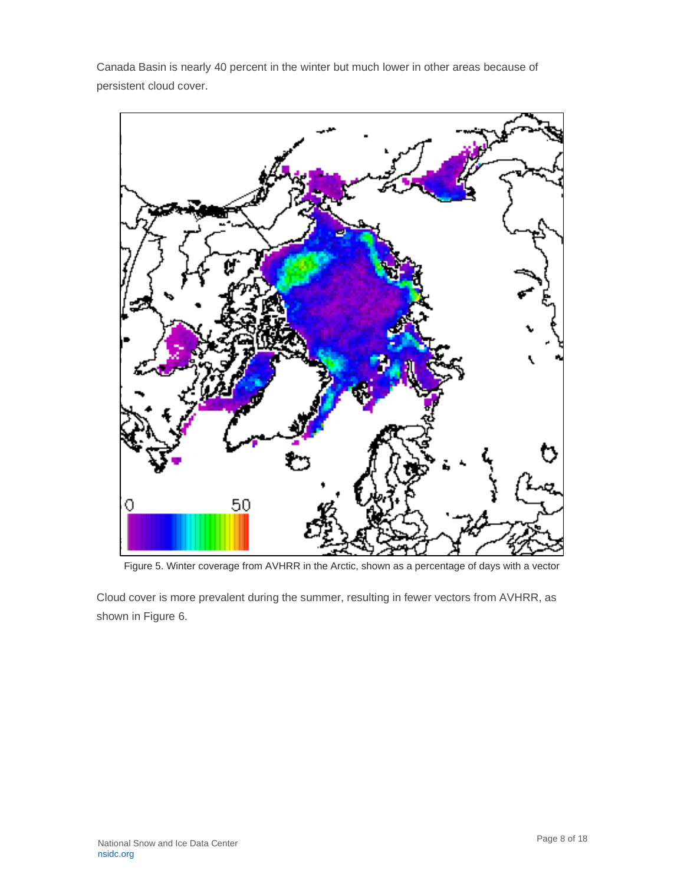Canada Basin is nearly 40 percent in the winter but much lower in other areas because of persistent cloud cover.

Figure 5. Winter coverage from AVHRR in the Arctic, shown as a percentage of days with a vector

Cloud cover is more prevalent during the summer, resulting in fewer vectors from AVHRR, as shown in Figure 6.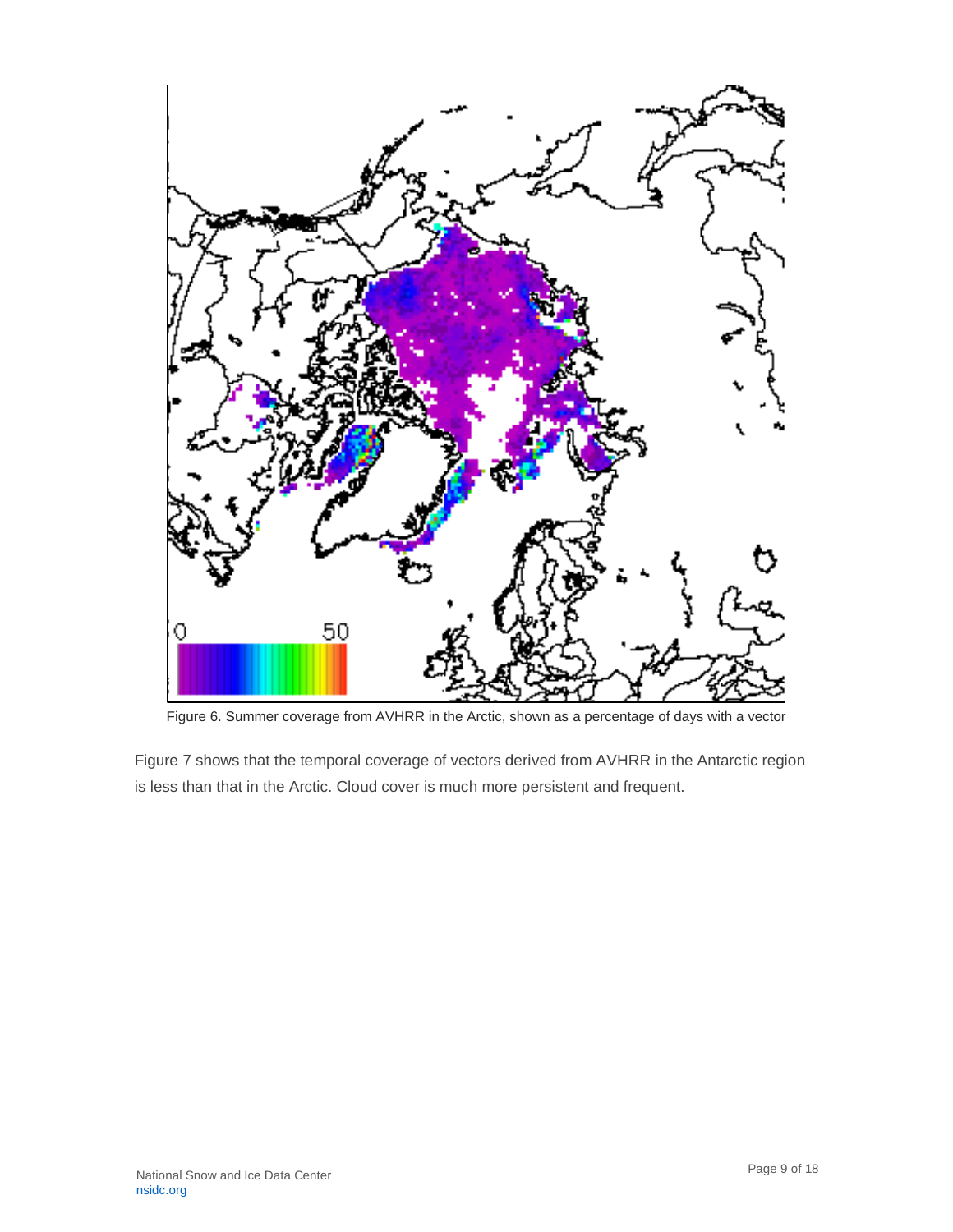Figure 6. Summer coverage from AVHRR in the Arctic, shown as a percentage of days with a vector

Figure 7 shows that the temporal coverage of vectors derived from AVHRR in the Antarctic region is less than that in the Arctic. Cloud cover is much more persistent and frequent.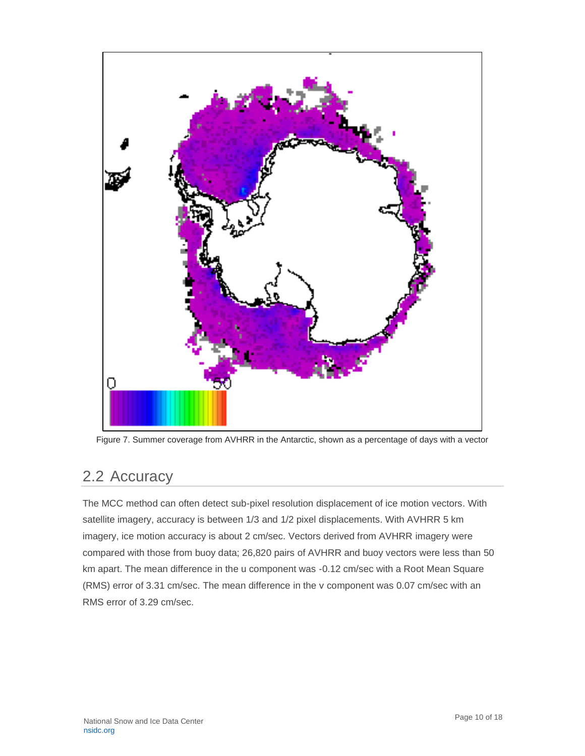Figure 7. Summer coverage from AVHRR in the Antarctic, shown as a percentage of days with a vector

## 2.2 Accuracy

The MCC method can often detect sub-pixel resolution displacement of ice motion vectors. With satellite imagery, accuracy is between 1/3 and 1/2 pixel displacements. With AVHRR 5 km imagery, ice motion accuracy is about 2 cm/sec. Vectors derived from AVHRR imagery were compared with those from buoy data; 26,820 pairs of AVHRR and buoy vectors were less than 50 km apart. The mean difference in the u component was -0.12 cm/sec with a Root Mean Square (RMS) error of 3.31 cm/sec. The mean difference in the v component was 0.07 cm/sec with an RMS error of 3.29 cm/sec.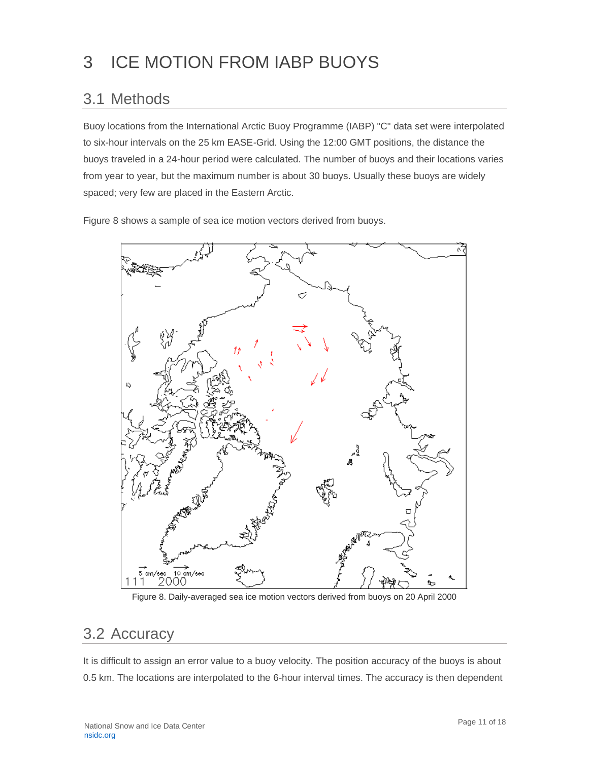# 3 ICE MOTION FROM IABP BUOYS

## 3.1 Methods

Buoy locations from the International Arctic Buoy Programme (IABP) "C" data set were interpolated to six-hour intervals on the 25 km EASE-Grid. Using the 12:00 GMT positions, the distance the buoys traveled in a 24-hour period were calculated. The number of buoys and their locations varies from year to year, but the maximum number is about 30 buoys. Usually these buoys are widely spaced; very few are placed in the Eastern Arctic.

Figure 8 shows a sample of sea ice motion vectors derived from buoys.

Figure 8. Daily-averaged sea ice motion vectors derived from buoys on 20 April 2000

## 3.2 Accuracy

It is difficult to assign an error value to a buoy velocity. The position accuracy of the buoys is about 0.5 km. The locations are interpolated to the 6-hour interval times. The accuracy is then dependent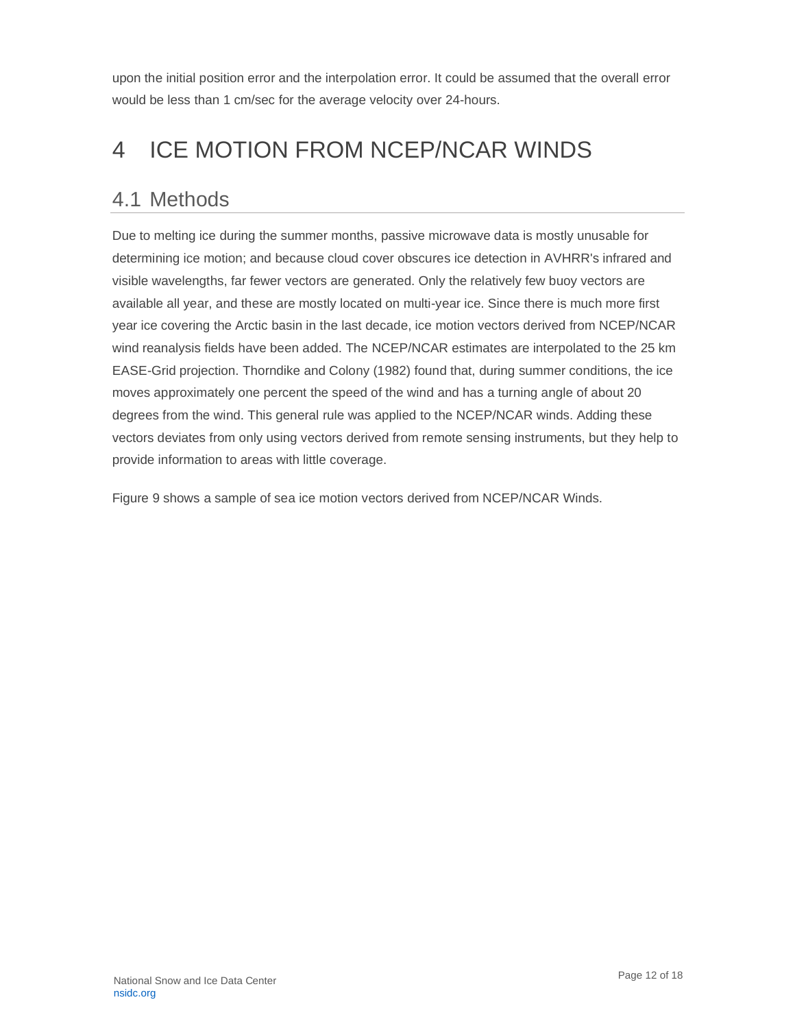upon the initial position error and the interpolation error. It could be assumed that the overall error would be less than 1 cm/sec for the average velocity over 24-hours.

# 4 ICE MOTION FROM NCEP/NCAR WINDS

## 4.1 Methods

Due to melting ice during the summer months, passive microwave data is mostly unusable for determining ice motion; and because cloud cover obscures ice detection in AVHRR's infrared and visible wavelengths, far fewer vectors are generated. Only the relatively few buoy vectors are available all year, and these are mostly located on multi-year ice. Since there is much more first year ice covering the Arctic basin in the last decade, ice motion vectors derived from NCEP/NCAR wind reanalysis fields have been added. The NCEP/NCAR estimates are interpolated to the 25 km EASE-Grid projection. Thorndike and Colony (1982) found that, during summer conditions, the ice moves approximately one percent the speed of the wind and has a turning angle of about 20 degrees from the wind. This general rule was applied to the NCEP/NCAR winds. Adding these vectors deviates from only using vectors derived from remote sensing instruments, but they help to provide information to areas with little coverage.

Figure 9 shows a sample of sea ice motion vectors derived from NCEP/NCAR Winds.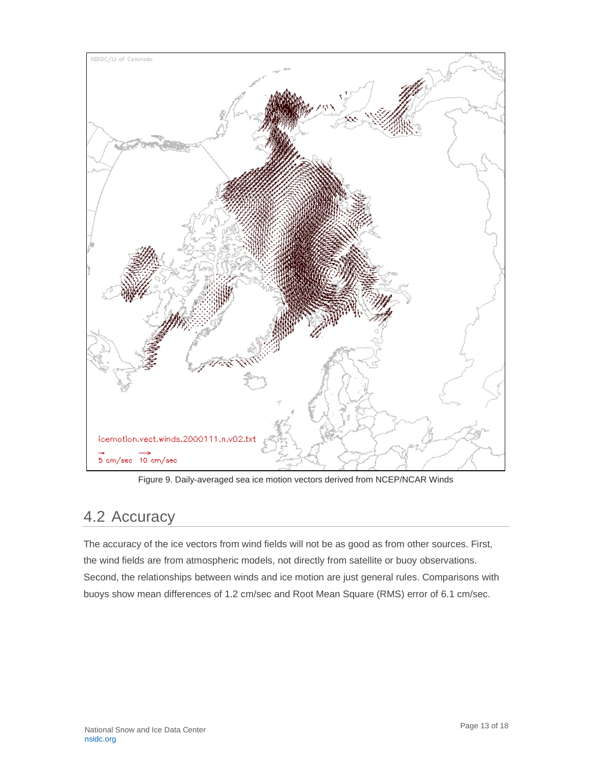Figure 9. Daily-averaged sea ice motion vectors derived from NCEP/NCAR Winds

## 4.2 Accuracy

The accuracy of the ice vectors from wind fields will not be as good as from other sources. First, the wind fields are from atmospheric models, not directly from satellite or buoy observations. Second, the relationships between winds and ice motion are just general rules. Comparisons with buoys show mean differences of 1.2 cm/sec and Root Mean Square (RMS) error of 6.1 cm/sec.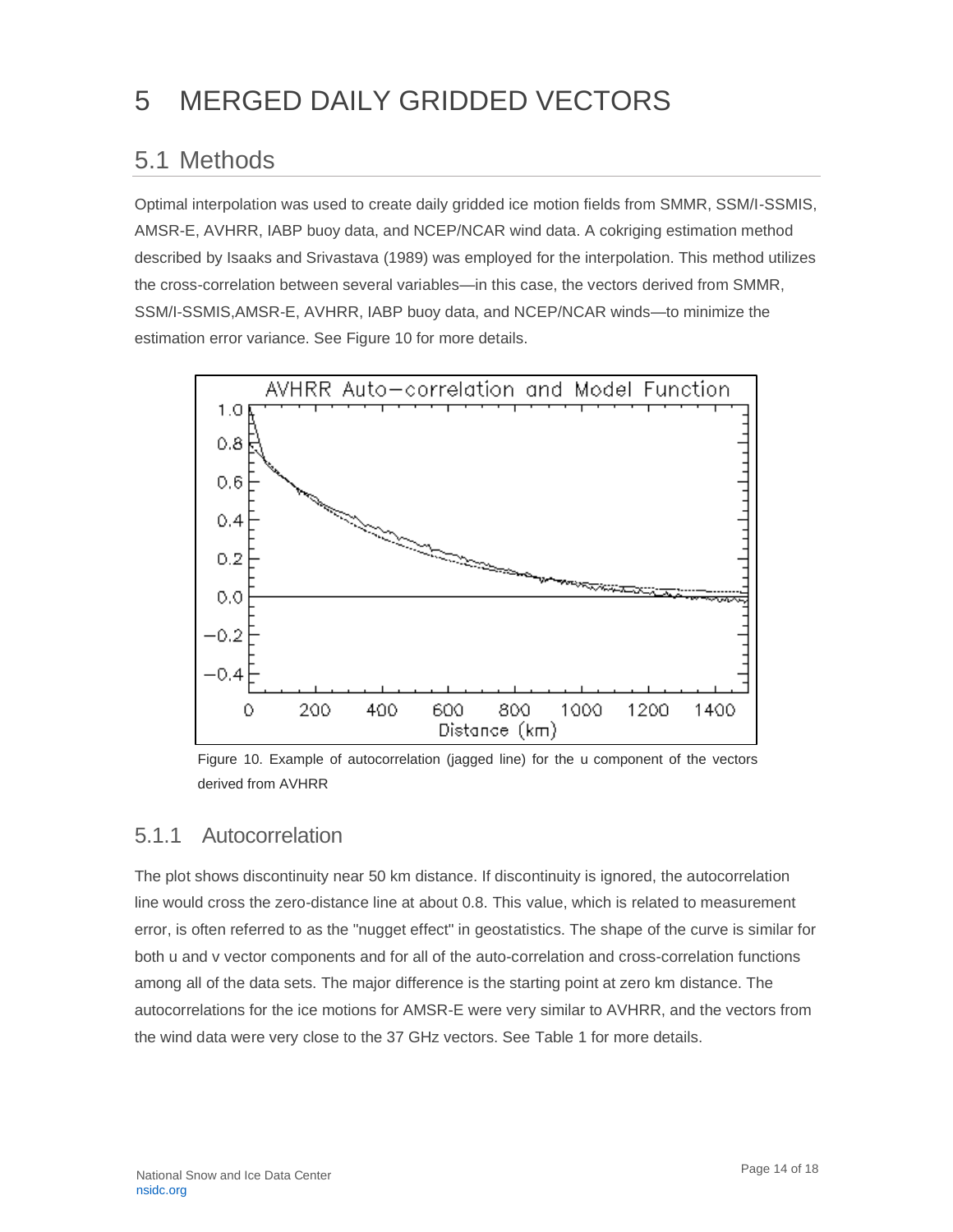# 5 MERGED DAILY GRIDDED VECTORS

## 5.1 Methods

Optimal interpolation was used to create daily gridded ice motion fields from SMMR, SSM/I-SSMIS, AMSR-E, AVHRR, IABP buoy data, and NCEP/NCAR wind data. A cokriging estimation method described by Isaaks and Srivastava (1989) was employed for the interpolation. This method utilizes the cross-correlation between several variables—in this case, the vectors derived from SMMR, SSM/I-SSMIS,AMSR-E, AVHRR, IABP buoy data, and NCEP/NCAR winds—to minimize the estimation error variance. See Figure 10 for more details.

Figure 10. Example of autocorrelation (jagged line) for the u component of the vectors derived from AVHRR

### 5.1.1 Autocorrelation

The plot shows discontinuity near 50 km distance. If discontinuity is ignored, the autocorrelation line would cross the zero-distance line at about 0.8. This value, which is related to measurement error, is often referred to as the "nugget effect" in geostatistics. The shape of the curve is similar for both u and v vector components and for all of the auto-correlation and cross-correlation functions among all of the data sets. The major difference is the starting point at zero km distance. The autocorrelations for the ice motions for AMSR-E were very similar to AVHRR, and the vectors from the wind data were very close to the 37 GHz vectors. See Table 1 for more details.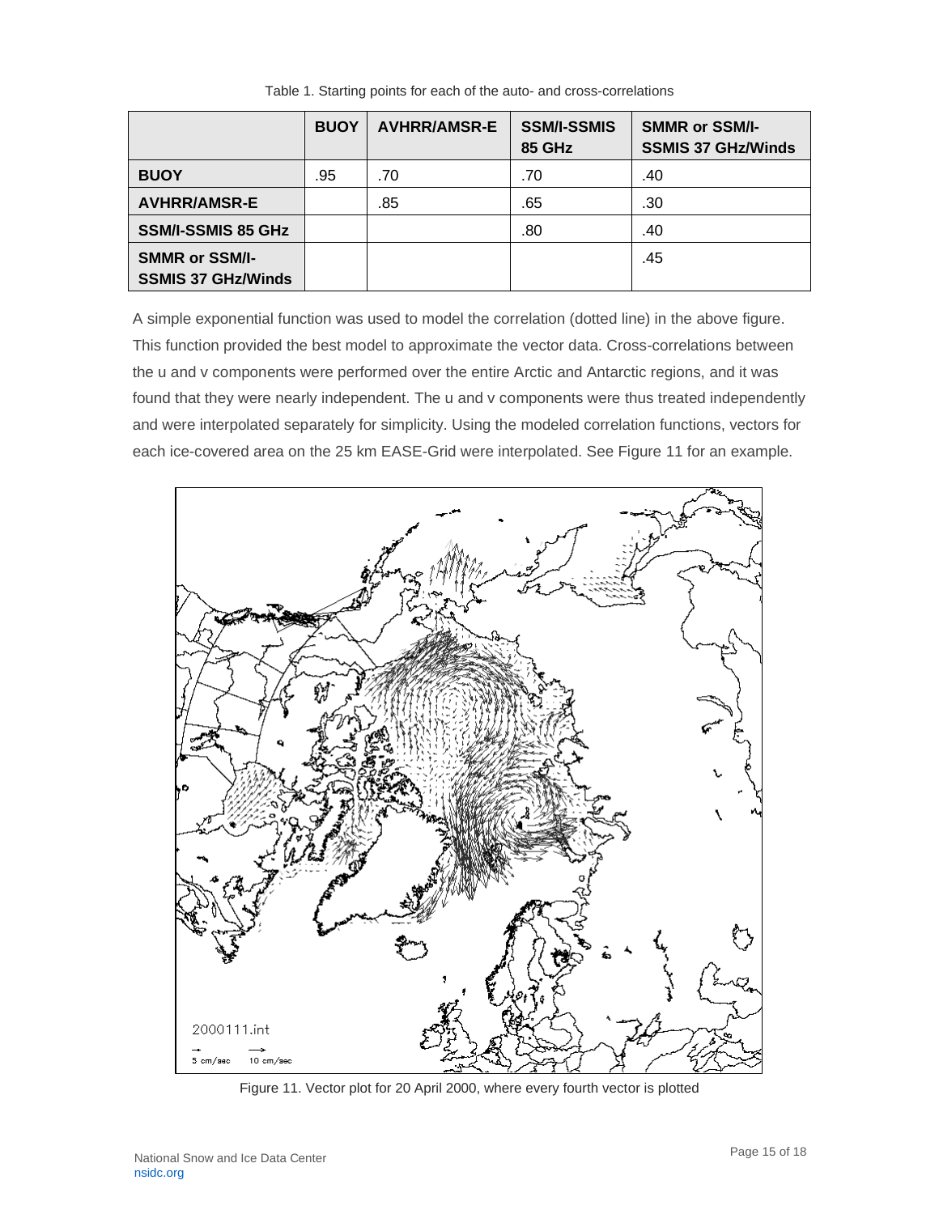Table 1. Starting points for each of the auto- and cross-correlations

| | BUOY | AVHRR/AMSR-E | SSM/I-SSMIS 85 GHz | SMMR or SSM/I-SSMIS 37 GHz/Winds |
|---|---|---|---|---|
| **BUOY** | .95 | .70 | .70 | .40 |
| **AVHRR/AMSR-E** | | .85 | .65 | .30 |
| **SSM/I-SSMIS 85 GHz** | | | .80 | .40 |
| **SMMR or SSM/I-SSMIS 37 GHz/Winds** | | | | .45 |

A simple exponential function was used to model the correlation (dotted line) in the above figure. This function provided the best model to approximate the vector data. Cross-correlations between the u and v components were performed over the entire Arctic and Antarctic regions, and it was found that they were nearly independent. The u and v components were thus treated independently and were interpolated separately for simplicity. Using the modeled correlation functions, vectors for each ice-covered area on the 25 km EASE-Grid were interpolated. See Figure 11 for an example.

Figure 11. Vector plot for 20 April 2000, where every fourth vector is plotted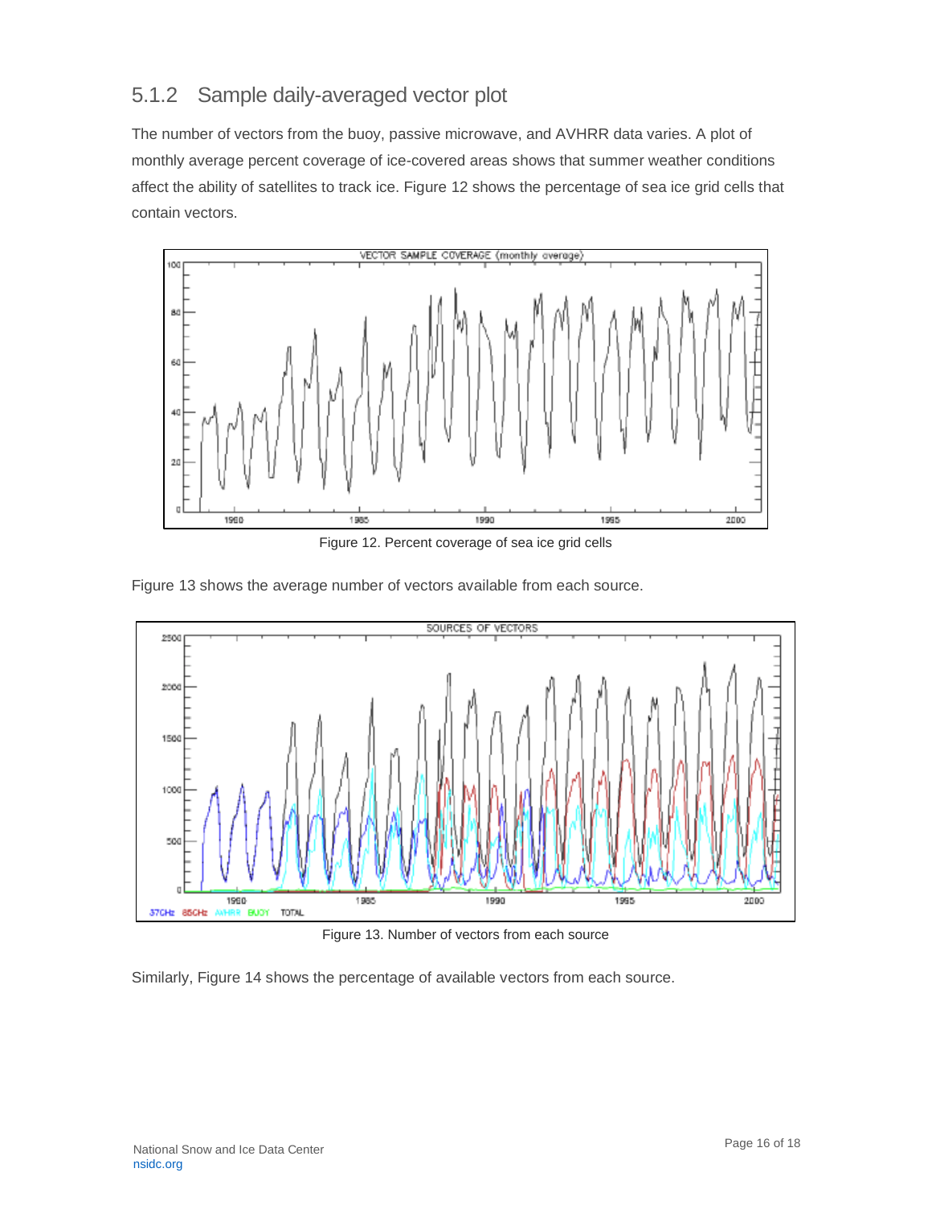### 5.1.2 Sample daily-averaged vector plot

The number of vectors from the buoy, passive microwave, and AVHRR data varies. A plot of monthly average percent coverage of ice-covered areas shows that summer weather conditions affect the ability of satellites to track ice. Figure 12 shows the percentage of sea ice grid cells that contain vectors.

Figure 12. Percent coverage of sea ice grid cells

Figure 13 shows the average number of vectors available from each source.

Figure 13. Number of vectors from each source

Similarly, Figure 14 shows the percentage of available vectors from each source.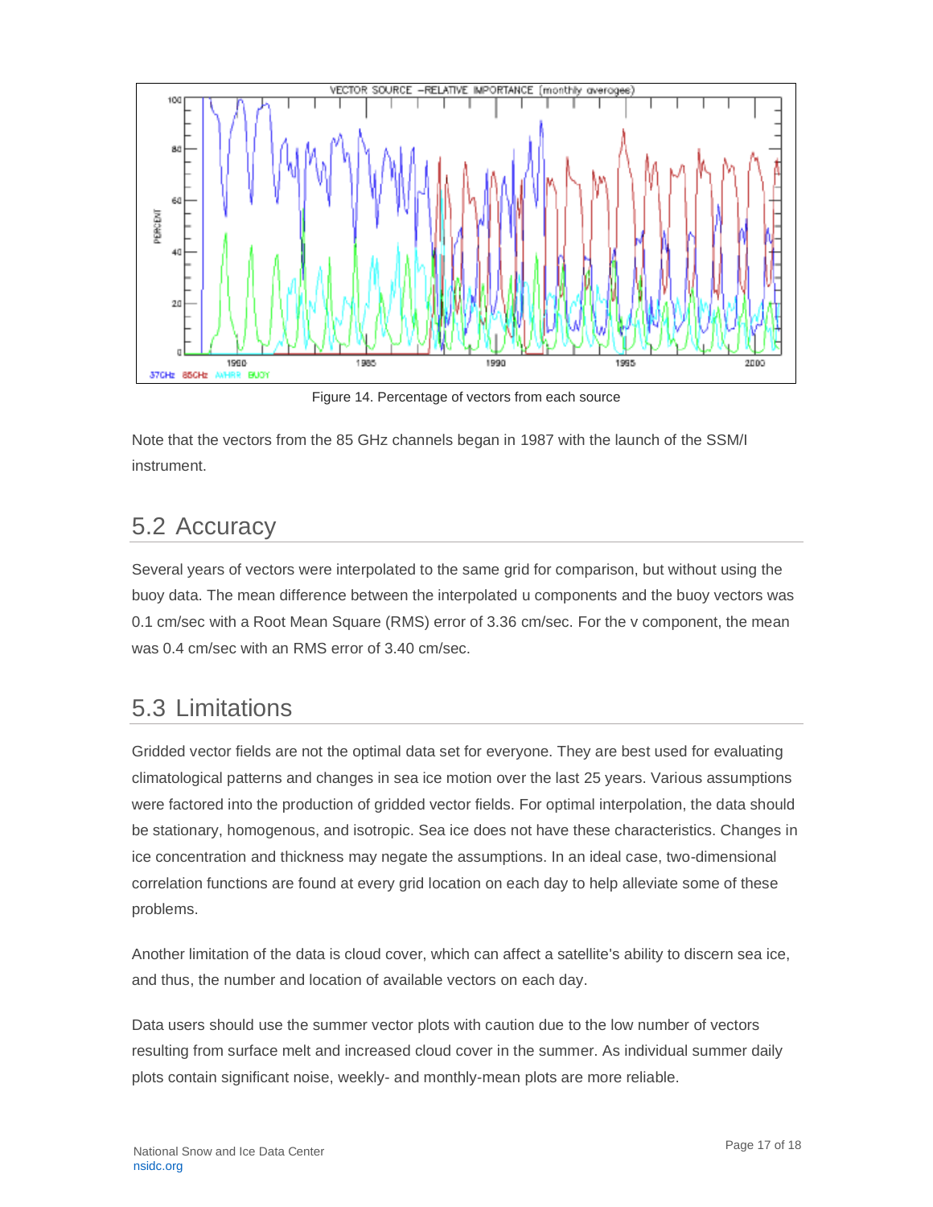Figure 14. Percentage of vectors from each source

Note that the vectors from the 85 GHz channels began in 1987 with the launch of the SSM/I instrument.

## 5.2 Accuracy

Several years of vectors were interpolated to the same grid for comparison, but without using the buoy data. The mean difference between the interpolated u components and the buoy vectors was 0.1 cm/sec with a Root Mean Square (RMS) error of 3.36 cm/sec. For the v component, the mean was 0.4 cm/sec with an RMS error of 3.40 cm/sec.

## 5.3 Limitations

Gridded vector fields are not the optimal data set for everyone. They are best used for evaluating climatological patterns and changes in sea ice motion over the last 25 years. Various assumptions were factored into the production of gridded vector fields. For optimal interpolation, the data should be stationary, homogenous, and isotropic. Sea ice does not have these characteristics. Changes in ice concentration and thickness may negate the assumptions. In an ideal case, two-dimensional correlation functions are found at every grid location on each day to help alleviate some of these problems.

Another limitation of the data is cloud cover, which can affect a satellite's ability to discern sea ice, and thus, the number and location of available vectors on each day.

Data users should use the summer vector plots with caution due to the low number of vectors resulting from surface melt and increased cloud cover in the summer. As individual summer daily plots contain significant noise, weekly- and monthly-mean plots are more reliable.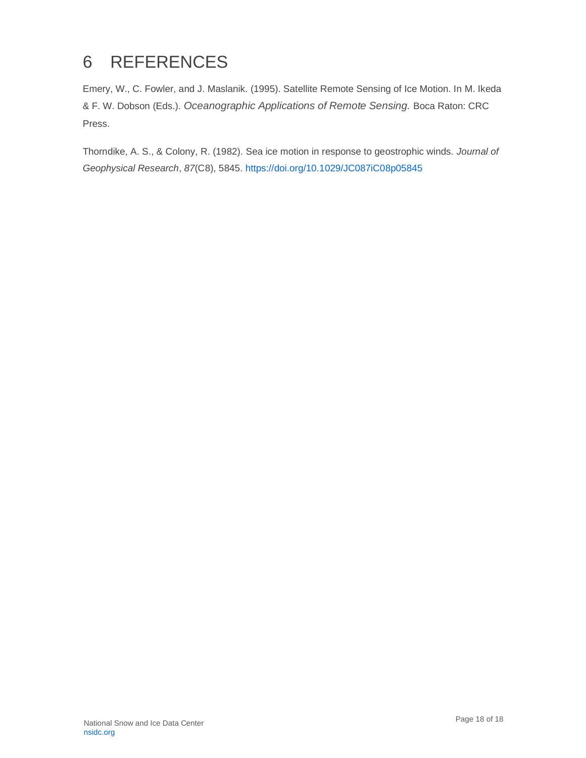# 6 REFERENCES

Emery, W., C. Fowler, and J. Maslanik. (1995). Satellite Remote Sensing of Ice Motion. In M. Ikeda & F. W. Dobson (Eds.). *Oceanographic Applications of Remote Sensing.* Boca Raton: CRC Press.

Thorndike, A. S., & Colony, R. (1982). Sea ice motion in response to geostrophic winds. *Journal of Geophysical Research*, *87*(C8), 5845. https://doi.org/10.1029/JC087iC08p05845